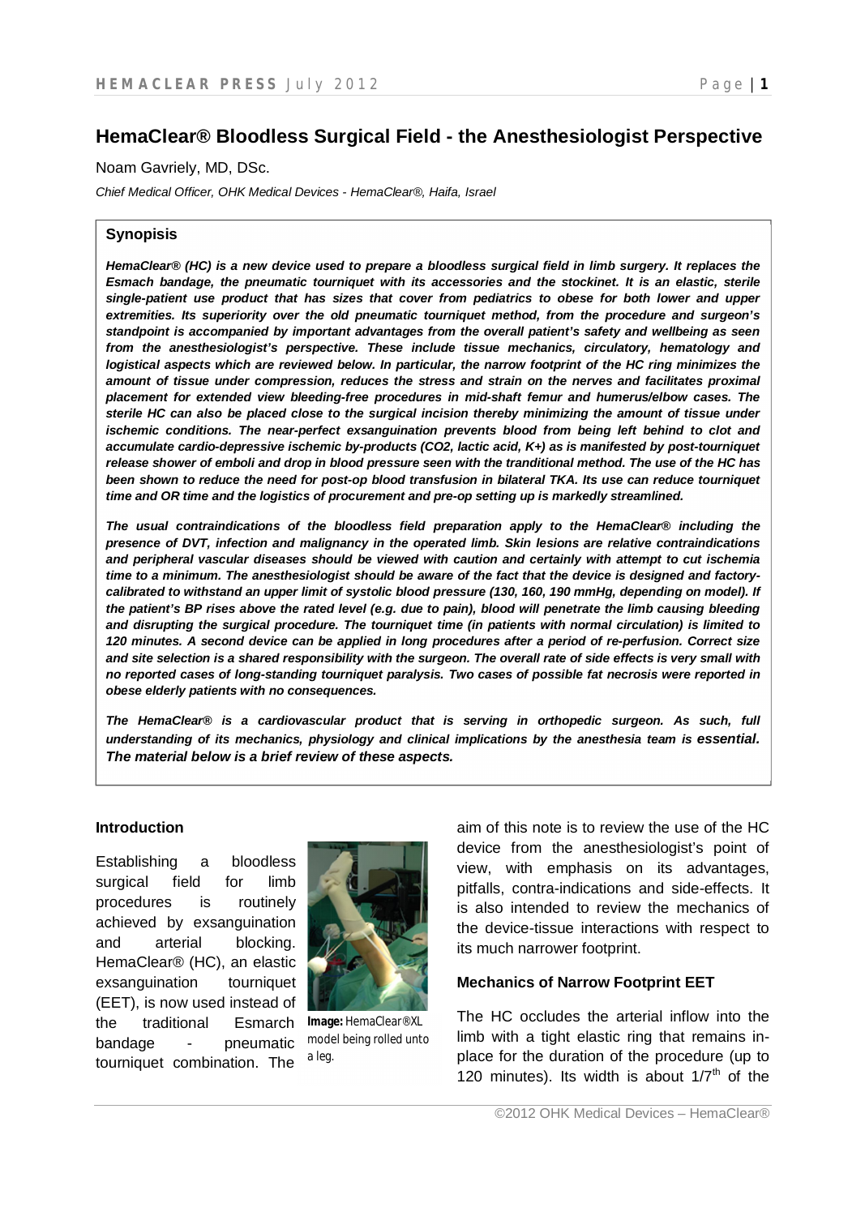# HemaClear® Bloodless Surgical Field - the Anesthesiologist Perspective

Noam Gavriely, MD, DSc.

*Chief Medical Officer, OHK Medical Devices - HemaClear®, Haifa, Israel*

### Synopsis

***HemaClear® (HC) is a new device used to prepare a bloodless surgical field in limb surgery. It replaces the Esmach bandage, the pneumatic tourniquet with its accessories and the stockinet. It is an elastic, sterile single-patient use product that has sizes that cover from pediatrics to obese for both lower and upper extremities. Its superiority over the old pneumatic tourniquet method, from the procedure and surgeon's standpoint is accompanied by important advantages from the overall patient's safety and wellbeing as seen from the anesthesiologist's perspective. These include tissue mechanics, circulatory, hematology and logistical aspects which are reviewed below. In particular, the narrow footprint of the HC ring minimizes the amount of tissue under compression, reduces the stress and strain on the nerves and facilitates proximal placement for extended view bleeding-free procedures in mid-shaft femur and humerus/elbow cases. The sterile HC can also be placed close to the surgical incision thereby minimizing the amount of tissue under ischemic conditions. The near-perfect exsanguination prevents blood from being left behind to clot and accumulate cardio-depressive ischemic by-products (CO2, lactic acid, K+) as is manifested by post-tourniquet release shower of emboli and drop in blood pressure seen with the tranditional method. The use of the HC has been shown to reduce the need for post-op blood transfusion in bilateral TKA. Its use can reduce tourniquet time and OR time and the logistics of procurement and pre-op setting up is markedly streamlined.***

***The usual contraindications of the bloodless field preparation apply to the HemaClear® including the presence of DVT, infection and malignancy in the operated limb. Skin lesions are relative contraindications and peripheral vascular diseases should be viewed with caution and certainly with attempt to cut ischemia time to a minimum. The anesthesiologist should be aware of the fact that the device is designed and factory-calibrated to withstand an upper limit of systolic blood pressure (130, 160, 190 mmHg, depending on model). If the patient's BP rises above the rated level (e.g. due to pain), blood will penetrate the limb causing bleeding and disrupting the surgical procedure. The tourniquet time (in patients with normal circulation) is limited to 120 minutes. A second device can be applied in long procedures after a period of re-perfusion. Correct size and site selection is a shared responsibility with the surgeon. The overall rate of side effects is very small with no reported cases of long-standing tourniquet paralysis. Two cases of possible fat necrosis were reported in obese elderly patients with no consequences.***

***The HemaClear® is a cardiovascular product that is serving in orthopedic surgeon. As such, full understanding of its mechanics, physiology and clinical implications by the anesthesia team is essential. The material below is a brief review of these aspects.***

### Introduction

Establishing a bloodless surgical field for limb procedures is routinely achieved by exsanguination and arterial blocking. HemaClear® (HC), an elastic exsanguination tourniquet (EET), is now used instead of the traditional Esmarch bandage - pneumatic tourniquet combination. The aim of this note is to review the use of the HC device from the anesthesiologist's point of view, with emphasis on its advantages, pitfalls, contra-indications and side-effects. It is also intended to review the mechanics of the device-tissue interactions with respect to its much narrower footprint.

**Image:** HemaClear®XL model being rolled unto a leg.

### Mechanics of Narrow Footprint EET

The HC occludes the arterial inflow into the limb with a tight elastic ring that remains in-place for the duration of the procedure (up to 120 minutes). Its width is about 1/7[th] of the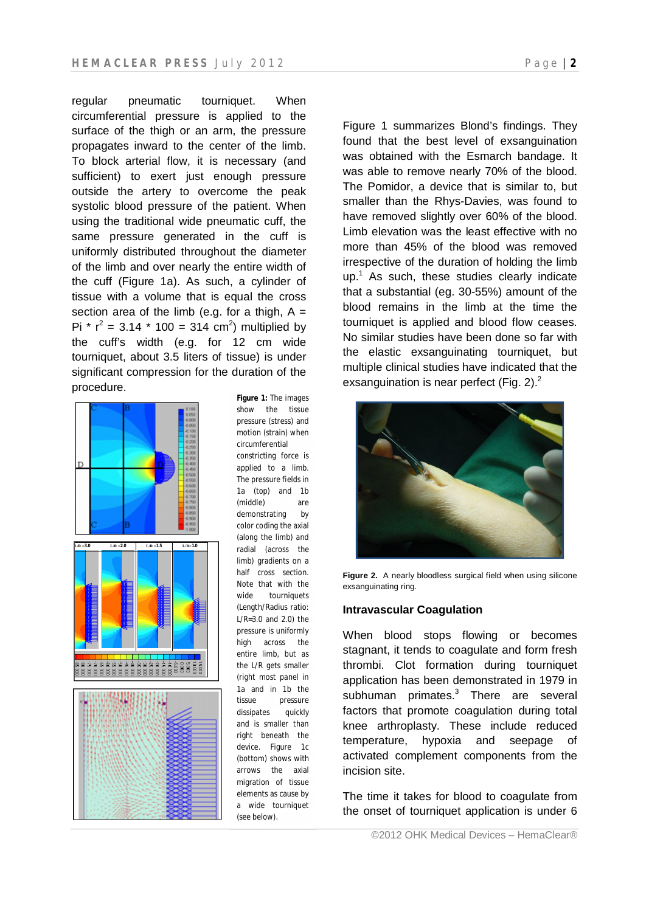regular pneumatic tourniquet. When circumferential pressure is applied to the surface of the thigh or an arm, the pressure propagates inward to the center of the limb. To block arterial flow, it is necessary (and sufficient) to exert just enough pressure outside the artery to overcome the peak systolic blood pressure of the patient. When using the traditional wide pneumatic cuff, the same pressure generated in the cuff is uniformly distributed throughout the diameter of the limb and over nearly the entire width of the cuff (Figure 1a). As such, a cylinder of tissue with a volume that is equal the cross section area of the limb (e.g. for a thigh, A = Pi * $r^2$ = 3.14 * 100 = 314 $cm^2$) multiplied by the cuff's width (e.g. for 12 cm wide tourniquet, about 3.5 liters of tissue) is under significant compression for the duration of the procedure.

**Figure 1:** The images show the tissue pressure (stress) and motion (strain) when circumferential constricting force is applied to a limb. The pressure fields in 1a (top) and 1b (middle) are demonstrating by color coding the axial (along the limb) and radial (across the limb) gradients on a half cross section. Note that with the wide tourniquets (Length/Radius ratio: L/R=3.0 and 2.0) the pressure is uniformly high across the entire limb, but as the L/R gets smaller (right most panel in 1a and in 1b the tissue pressure dissipates quickly and is smaller than right beneath the device. Figure 1c (bottom) shows with arrows the axial migration of tissue elements as cause by a wide tourniquet (see below).

Figure 1 summarizes Blond's findings. They found that the best level of exsanguination was obtained with the Esmarch bandage. It was able to remove nearly 70% of the blood. The Pomidor, a device that is similar to, but smaller than the Rhys-Davies, was found to have removed slightly over 60% of the blood. Limb elevation was the least effective with no more than 45% of the blood was removed irrespective of the duration of holding the limb up.[1] As such, these studies clearly indicate that a substantial (eg. 30-55%) amount of the blood remains in the limb at the time the tourniquet is applied and blood flow ceases. No similar studies have been done so far with the elastic exsanguinating tourniquet, but multiple clinical studies have indicated that the exsanguination is near perfect (Fig. 2).[2]

**Figure 2.** A nearly bloodless surgical field when using silicone exsanguinating ring.

### Intravascular Coagulation

When blood stops flowing or becomes stagnant, it tends to coagulate and form fresh thrombi. Clot formation during tourniquet application has been demonstrated in 1979 in subhuman primates.[3] There are several factors that promote coagulation during total knee arthroplasty. These include reduced temperature, hypoxia and seepage of activated complement components from the incision site.

The time it takes for blood to coagulate from the onset of tourniquet application is under 6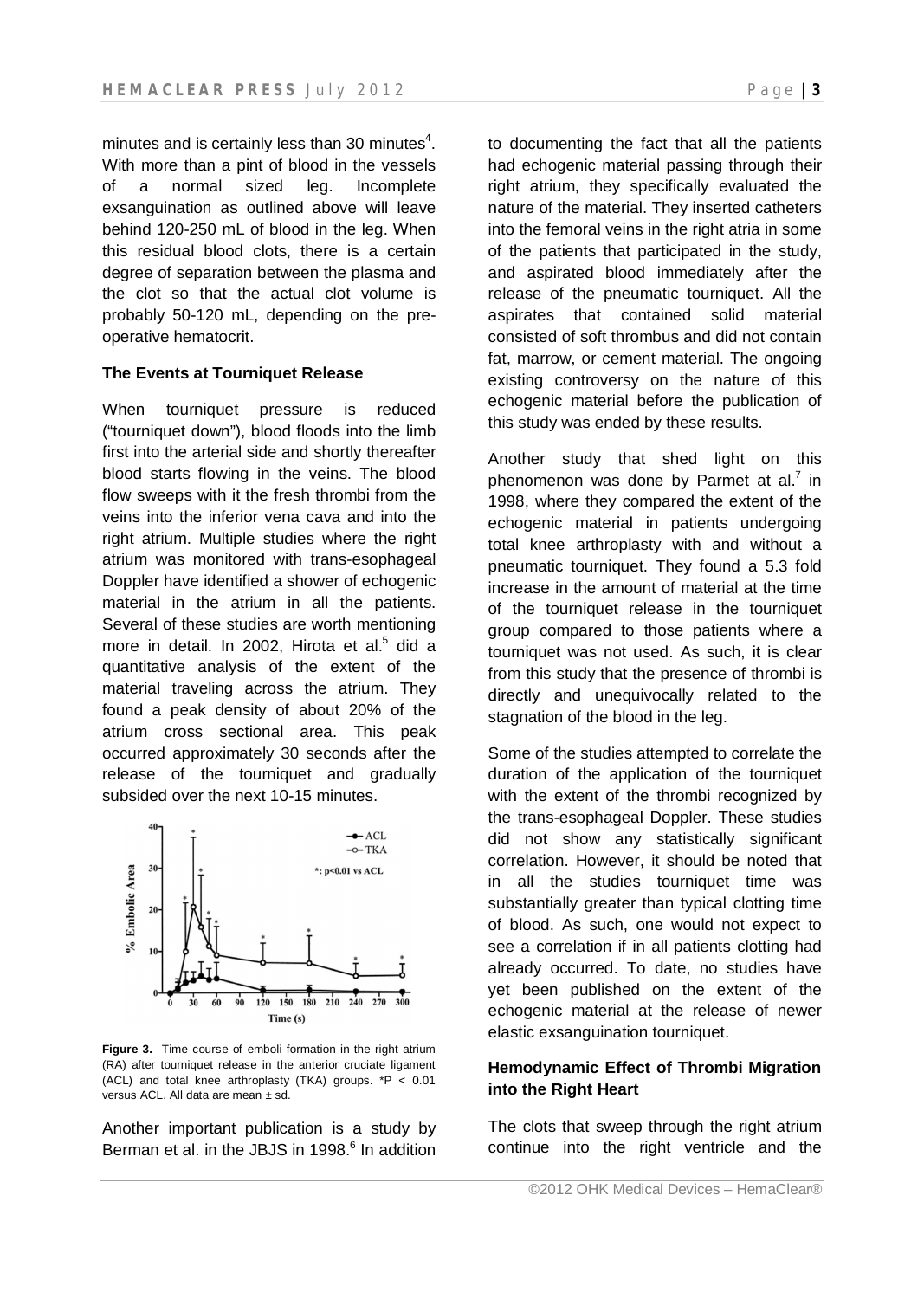minutes and is certainly less than 30 minutes[4]. With more than a pint of blood in the vessels of a normal sized leg. Incomplete exsanguination as outlined above will leave behind 120-250 mL of blood in the leg. When this residual blood clots, there is a certain degree of separation between the plasma and the clot so that the actual clot volume is probably 50-120 mL, depending on the pre-operative hematocrit.

### The Events at Tourniquet Release

When tourniquet pressure is reduced ("tourniquet down"), blood floods into the limb first into the arterial side and shortly thereafter blood starts flowing in the veins. The blood flow sweeps with it the fresh thrombi from the veins into the inferior vena cava and into the right atrium. Multiple studies where the right atrium was monitored with trans-esophageal Doppler have identified a shower of echogenic material in the atrium in all the patients. Several of these studies are worth mentioning more in detail. In 2002, Hirota et al.[5] did a quantitative analysis of the extent of the material traveling across the atrium. They found a peak density of about 20% of the atrium cross sectional area. This peak occurred approximately 30 seconds after the release of the tourniquet and gradually subsided over the next 10-15 minutes.

**Figure 3.** Time course of emboli formation in the right atrium (RA) after tourniquet release in the anterior cruciate ligament (ACL) and total knee arthroplasty (TKA) groups. $*P < 0.01$ versus ACL. All data are mean ± sd.

Another important publication is a study by Berman et al. in the JBJS in 1998.[6] In addition to documenting the fact that all the patients had echogenic material passing through their right atrium, they specifically evaluated the nature of the material. They inserted catheters into the femoral veins in the right atria in some of the patients that participated in the study, and aspirated blood immediately after the release of the pneumatic tourniquet. All the aspirates that contained solid material consisted of soft thrombus and did not contain fat, marrow, or cement material. The ongoing existing controversy on the nature of this echogenic material before the publication of this study was ended by these results.

Another study that shed light on this phenomenon was done by Parmet at al.[7] in 1998, where they compared the extent of the echogenic material in patients undergoing total knee arthroplasty with and without a pneumatic tourniquet. They found a 5.3 fold increase in the amount of material at the time of the tourniquet release in the tourniquet group compared to those patients where a tourniquet was not used. As such, it is clear from this study that the presence of thrombi is directly and unequivocally related to the stagnation of the blood in the leg.

Some of the studies attempted to correlate the duration of the application of the tourniquet with the extent of the thrombi recognized by the trans-esophageal Doppler. These studies did not show any statistically significant correlation. However, it should be noted that in all the studies tourniquet time was substantially greater than typical clotting time of blood. As such, one would not expect to see a correlation if in all patients clotting had already occurred. To date, no studies have yet been published on the extent of the echogenic material at the release of newer elastic exsanguination tourniquet.

### Hemodynamic Effect of Thrombi Migration into the Right Heart

The clots that sweep through the right atrium continue into the right ventricle and the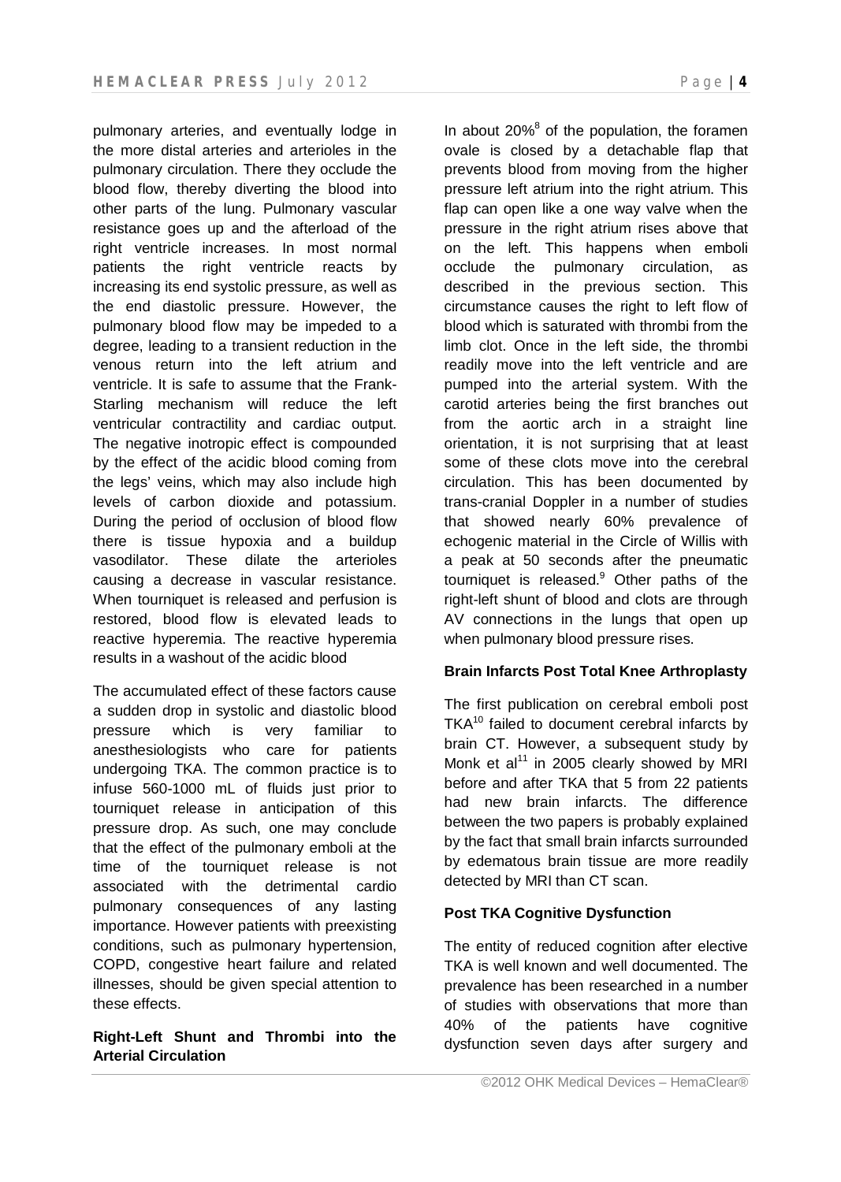pulmonary arteries, and eventually lodge in the more distal arteries and arterioles in the pulmonary circulation. There they occlude the blood flow, thereby diverting the blood into other parts of the lung. Pulmonary vascular resistance goes up and the afterload of the right ventricle increases. In most normal patients the right ventricle reacts by increasing its end systolic pressure, as well as the end diastolic pressure. However, the pulmonary blood flow may be impeded to a degree, leading to a transient reduction in the venous return into the left atrium and ventricle. It is safe to assume that the Frank-Starling mechanism will reduce the left ventricular contractility and cardiac output. The negative inotropic effect is compounded by the effect of the acidic blood coming from the legs' veins, which may also include high levels of carbon dioxide and potassium. During the period of occlusion of blood flow there is tissue hypoxia and a buildup vasodilator. These dilate the arterioles causing a decrease in vascular resistance. When tourniquet is released and perfusion is restored, blood flow is elevated leads to reactive hyperemia. The reactive hyperemia results in a washout of the acidic blood

The accumulated effect of these factors cause a sudden drop in systolic and diastolic blood pressure which is very familiar to anesthesiologists who care for patients undergoing TKA. The common practice is to infuse 560-1000 mL of fluids just prior to tourniquet release in anticipation of this pressure drop. As such, one may conclude that the effect of the pulmonary emboli at the time of the tourniquet release is not associated with the detrimental cardio pulmonary consequences of any lasting importance. However patients with preexisting conditions, such as pulmonary hypertension, COPD, congestive heart failure and related illnesses, should be given special attention to these effects.

**Right-Left Shunt and Thrombi into the Arterial Circulation**

In about 20%[8] of the population, the foramen ovale is closed by a detachable flap that prevents blood from moving from the higher pressure left atrium into the right atrium. This flap can open like a one way valve when the pressure in the right atrium rises above that on the left. This happens when emboli occlude the pulmonary circulation, as described in the previous section. This circumstance causes the right to left flow of blood which is saturated with thrombi from the limb clot. Once in the left side, the thrombi readily move into the left ventricle and are pumped into the arterial system. With the carotid arteries being the first branches out from the aortic arch in a straight line orientation, it is not surprising that at least some of these clots move into the cerebral circulation. This has been documented by trans-cranial Doppler in a number of studies that showed nearly 60% prevalence of echogenic material in the Circle of Willis with a peak at 50 seconds after the pneumatic tourniquet is released.[9] Other paths of the right-left shunt of blood and clots are through AV connections in the lungs that open up when pulmonary blood pressure rises.

**Brain Infarcts Post Total Knee Arthroplasty**

The first publication on cerebral emboli post TKA[10] failed to document cerebral infarcts by brain CT. However, a subsequent study by Monk et al[11] in 2005 clearly showed by MRI before and after TKA that 5 from 22 patients had new brain infarcts. The difference between the two papers is probably explained by the fact that small brain infarcts surrounded by edematous brain tissue are more readily detected by MRI than CT scan.

**Post TKA Cognitive Dysfunction**

The entity of reduced cognition after elective TKA is well known and well documented. The prevalence has been researched in a number of studies with observations that more than 40% of the patients have cognitive dysfunction seven days after surgery and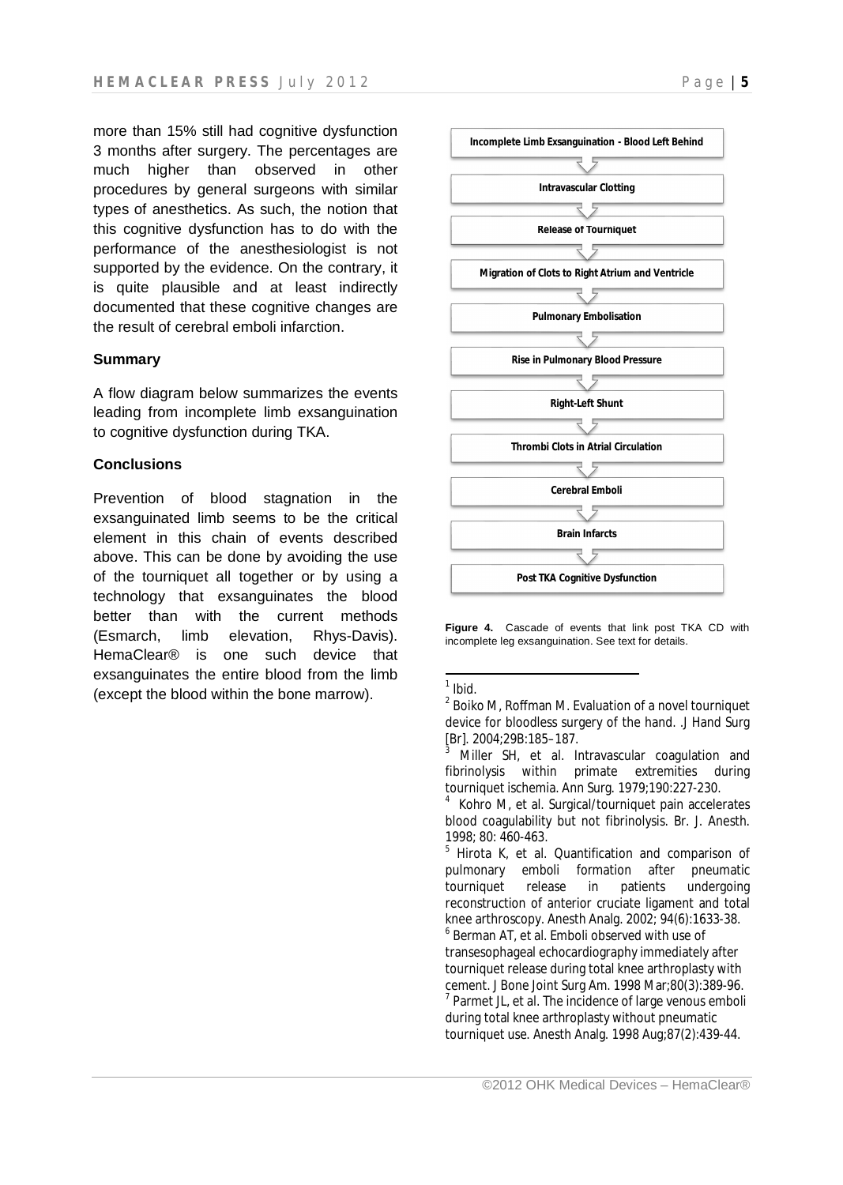more than 15% still had cognitive dysfunction 3 months after surgery. The percentages are much higher than observed in other procedures by general surgeons with similar types of anesthetics. As such, the notion that this cognitive dysfunction has to do with the performance of the anesthesiologist is not supported by the evidence. On the contrary, it is quite plausible and at least indirectly documented that these cognitive changes are the result of cerebral emboli infarction.

### Summary

A flow diagram below summarizes the events leading from incomplete limb exsanguination to cognitive dysfunction during TKA.

### Conclusions

Prevention of blood stagnation in the exsanguinated limb seems to be the critical element in this chain of events described above. This can be done by avoiding the use of the tourniquet all together or by using a technology that exsanguinates the blood better than with the current methods (Esmarch, limb elevation, Rhys-Davis). HemaClear® is one such device that exsanguinates the entire blood from the limb (except the blood within the bone marrow).

**Incomplete Limb Exsanguination - Blood Left Behind**
↓
**Intravascular Clotting**
↓
**Release of Tourniquet**
↓
**Migration of Clots to Right Atrium and Ventricle**
↓
**Pulmonary Embolisation**
↓
**Rise in Pulmonary Blood Pressure**
↓
**Right-Left Shunt**
↓
**Thrombi Clots in Atrial Circulation**
↓
**Cerebral Emboli**
↓
**Brain Infarcts**
↓
**Post TKA Cognitive Dysfunction**

**Figure 4.** Cascade of events that link post TKA CD with incomplete leg exsanguination. See text for details.

---

[1] Ibid.

[2] Boiko M, Roffman M. Evaluation of a novel tourniquet device for bloodless surgery of the hand. .J Hand Surg [Br]. 2004;29B:185–187.

[3] Miller SH, et al. Intravascular coagulation and fibrinolysis within primate extremities during tourniquet ischemia. Ann Surg. 1979;190:227-230.

[4] Kohro M, et al. Surgical/tourniquet pain accelerates blood coagulability but not fibrinolysis. Br. J. Anesth. 1998; 80: 460-463.

[5] Hirota K, et al. Quantification and comparison of pulmonary emboli formation after pneumatic tourniquet release in patients undergoing reconstruction of anterior cruciate ligament and total knee arthroscopy. Anesth Analg. 2002; 94(6):1633-38.

[6] Berman AT, et al. Emboli observed with use of transesophageal echocardiography immediately after tourniquet release during total knee arthroplasty with cement. J Bone Joint Surg Am. 1998 Mar;80(3):389-96.

[7] Parmet JL, et al. The incidence of large venous emboli during total knee arthroplasty without pneumatic tourniquet use. Anesth Analg. 1998 Aug;87(2):439-44.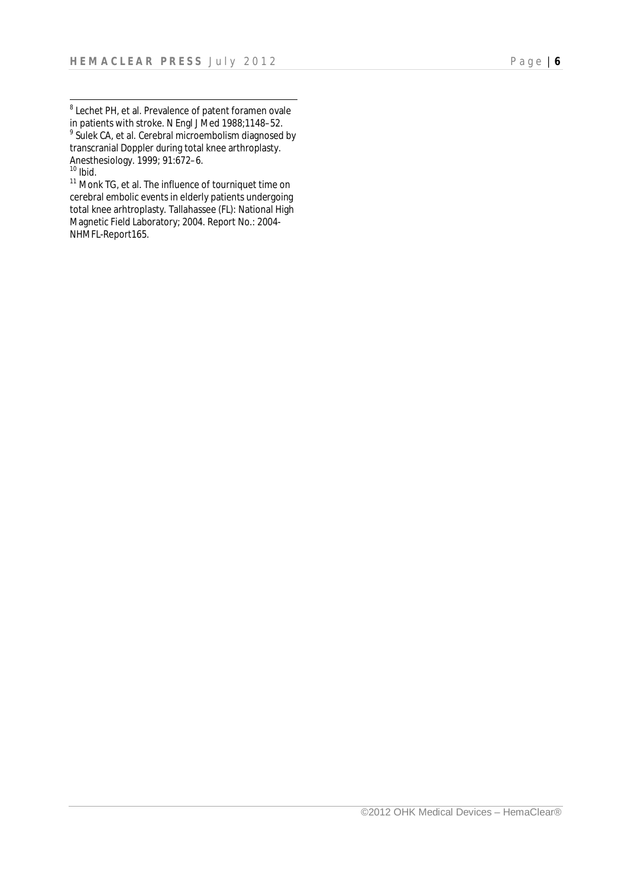[8] Lechet PH, et al. Prevalence of patent foramen ovale in patients with stroke. N Engl J Med 1988;1148–52.

[9] Sulek CA, et al. Cerebral microembolism diagnosed by transcranial Doppler during total knee arthroplasty. Anesthesiology. 1999; 91:672–6.

[10] Ibid.

[11] Monk TG, et al. The influence of tourniquet time on cerebral embolic events in elderly patients undergoing total knee arhtroplasty. Tallahassee (FL): National High Magnetic Field Laboratory; 2004. Report No.: 2004-NHMFL-Report165.